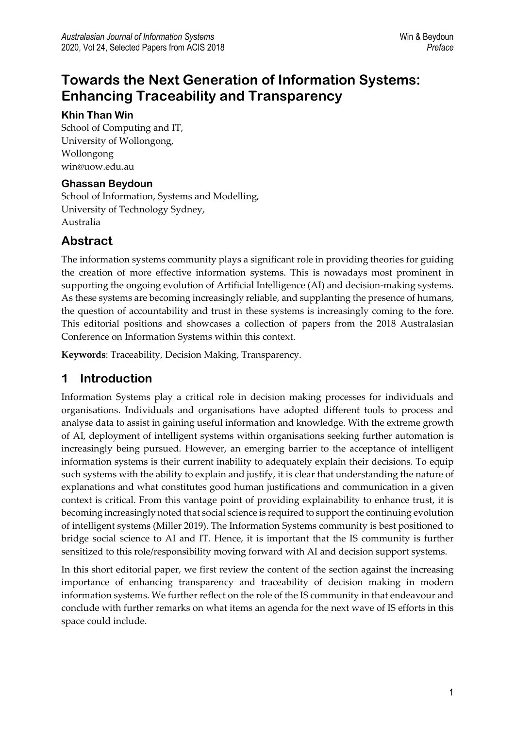# Towards the Next Generation of Information Systems: Enhancing Traceability and Transparency

**Khin Than Win**

School of Computing and IT,
University of Wollongong,
Wollongong
win@uow.edu.au

**Ghassan Beydoun**

School of Information, Systems and Modelling,
University of Technology Sydney,
Australia

## Abstract

The information systems community plays a significant role in providing theories for guiding the creation of more effective information systems. This is nowadays most prominent in supporting the ongoing evolution of Artificial Intelligence (AI) and decision-making systems. As these systems are becoming increasingly reliable, and supplanting the presence of humans, the question of accountability and trust in these systems is increasingly coming to the fore. This editorial positions and showcases a collection of papers from the 2018 Australasian Conference on Information Systems within this context.

**Keywords**: Traceability, Decision Making, Transparency.

## 1 Introduction

Information Systems play a critical role in decision making processes for individuals and organisations. Individuals and organisations have adopted different tools to process and analyse data to assist in gaining useful information and knowledge. With the extreme growth of AI, deployment of intelligent systems within organisations seeking further automation is increasingly being pursued. However, an emerging barrier to the acceptance of intelligent information systems is their current inability to adequately explain their decisions. To equip such systems with the ability to explain and justify, it is clear that understanding the nature of explanations and what constitutes good human justifications and communication in a given context is critical. From this vantage point of providing explainability to enhance trust, it is becoming increasingly noted that social science is required to support the continuing evolution of intelligent systems (Miller 2019). The Information Systems community is best positioned to bridge social science to AI and IT. Hence, it is important that the IS community is further sensitized to this role/responsibility moving forward with AI and decision support systems.

In this short editorial paper, we first review the content of the section against the increasing importance of enhancing transparency and traceability of decision making in modern information systems. We further reflect on the role of the IS community in that endeavour and conclude with further remarks on what items an agenda for the next wave of IS efforts in this space could include.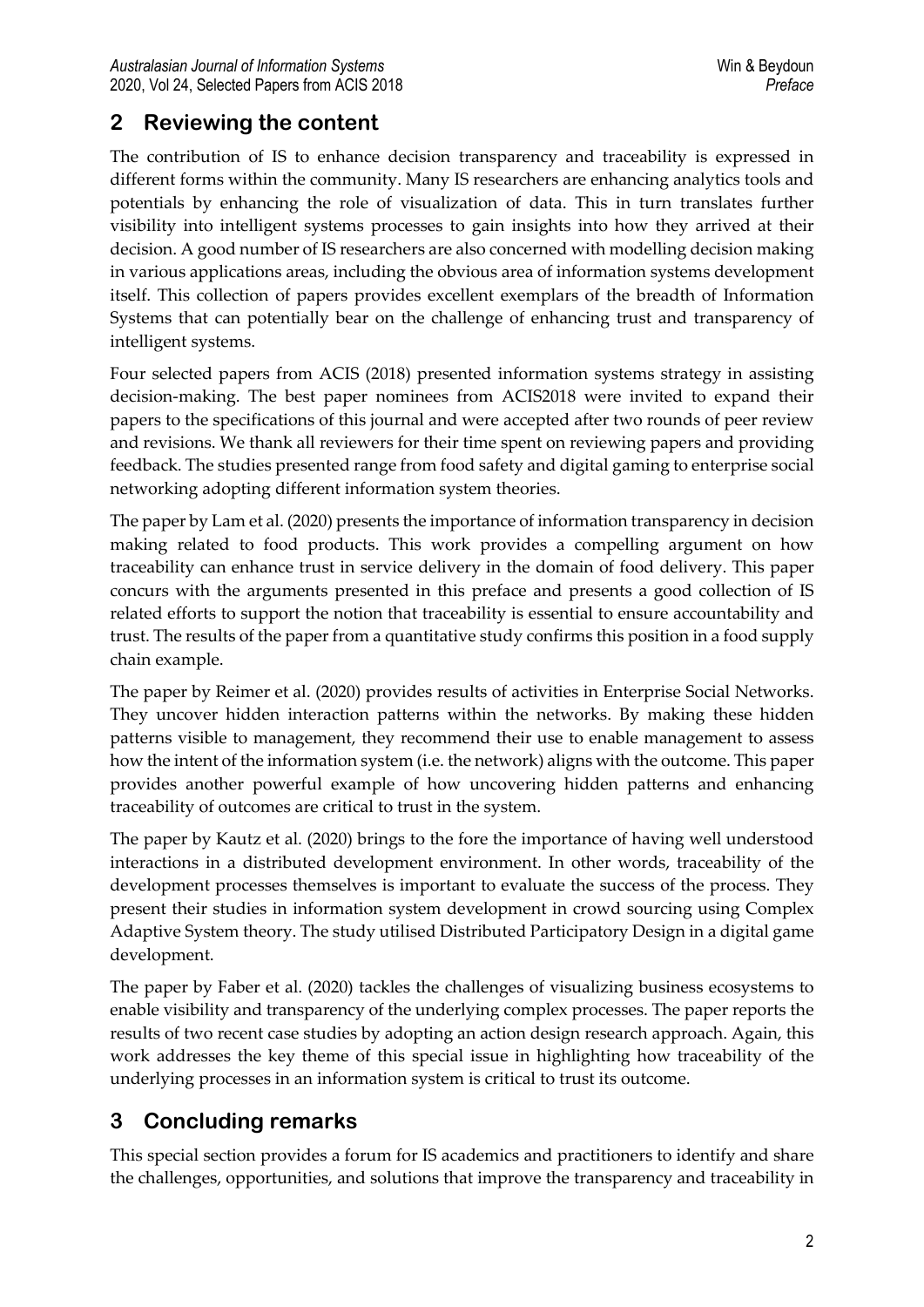## 2 Reviewing the content

The contribution of IS to enhance decision transparency and traceability is expressed in different forms within the community. Many IS researchers are enhancing analytics tools and potentials by enhancing the role of visualization of data. This in turn translates further visibility into intelligent systems processes to gain insights into how they arrived at their decision. A good number of IS researchers are also concerned with modelling decision making in various applications areas, including the obvious area of information systems development itself. This collection of papers provides excellent exemplars of the breadth of Information Systems that can potentially bear on the challenge of enhancing trust and transparency of intelligent systems.

Four selected papers from ACIS (2018) presented information systems strategy in assisting decision-making. The best paper nominees from ACIS2018 were invited to expand their papers to the specifications of this journal and were accepted after two rounds of peer review and revisions. We thank all reviewers for their time spent on reviewing papers and providing feedback. The studies presented range from food safety and digital gaming to enterprise social networking adopting different information system theories.

The paper by Lam et al. (2020) presents the importance of information transparency in decision making related to food products. This work provides a compelling argument on how traceability can enhance trust in service delivery in the domain of food delivery. This paper concurs with the arguments presented in this preface and presents a good collection of IS related efforts to support the notion that traceability is essential to ensure accountability and trust. The results of the paper from a quantitative study confirms this position in a food supply chain example.

The paper by Reimer et al. (2020) provides results of activities in Enterprise Social Networks. They uncover hidden interaction patterns within the networks. By making these hidden patterns visible to management, they recommend their use to enable management to assess how the intent of the information system (i.e. the network) aligns with the outcome. This paper provides another powerful example of how uncovering hidden patterns and enhancing traceability of outcomes are critical to trust in the system.

The paper by Kautz et al. (2020) brings to the fore the importance of having well understood interactions in a distributed development environment. In other words, traceability of the development processes themselves is important to evaluate the success of the process. They present their studies in information system development in crowd sourcing using Complex Adaptive System theory. The study utilised Distributed Participatory Design in a digital game development.

The paper by Faber et al. (2020) tackles the challenges of visualizing business ecosystems to enable visibility and transparency of the underlying complex processes. The paper reports the results of two recent case studies by adopting an action design research approach. Again, this work addresses the key theme of this special issue in highlighting how traceability of the underlying processes in an information system is critical to trust its outcome.

## 3 Concluding remarks

This special section provides a forum for IS academics and practitioners to identify and share the challenges, opportunities, and solutions that improve the transparency and traceability in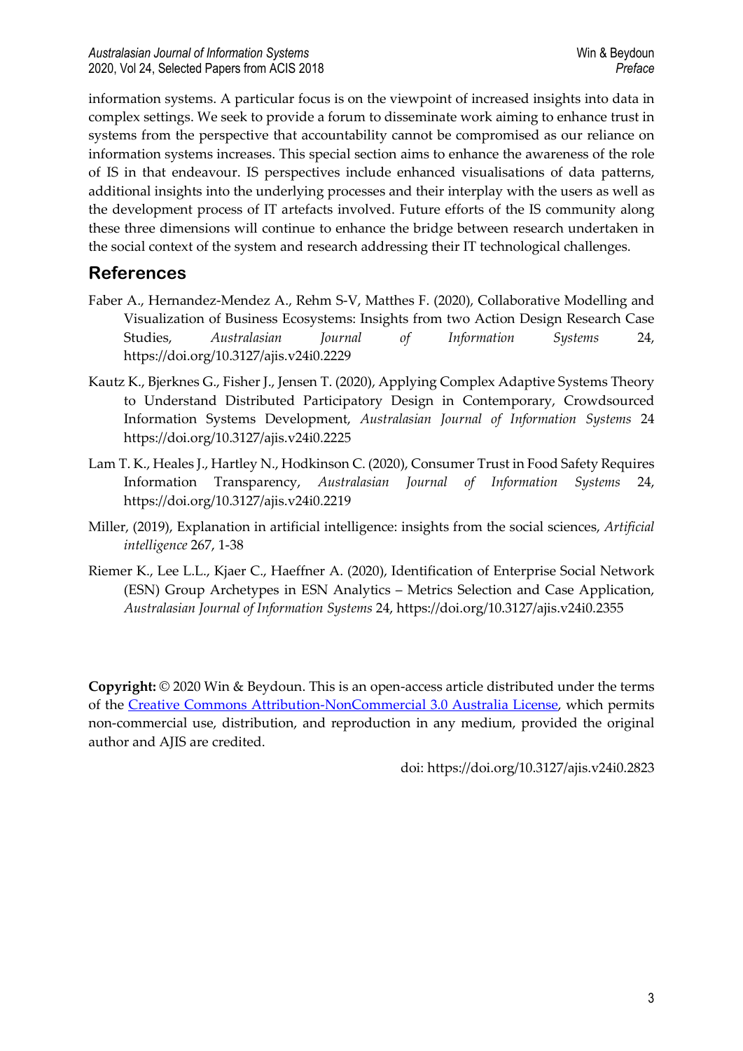information systems. A particular focus is on the viewpoint of increased insights into data in complex settings. We seek to provide a forum to disseminate work aiming to enhance trust in systems from the perspective that accountability cannot be compromised as our reliance on information systems increases. This special section aims to enhance the awareness of the role of IS in that endeavour. IS perspectives include enhanced visualisations of data patterns, additional insights into the underlying processes and their interplay with the users as well as the development process of IT artefacts involved. Future efforts of the IS community along these three dimensions will continue to enhance the bridge between research undertaken in the social context of the system and research addressing their IT technological challenges.

## References

Faber A., Hernandez-Mendez A., Rehm S-V, Matthes F. (2020), Collaborative Modelling and Visualization of Business Ecosystems: Insights from two Action Design Research Case Studies, *Australasian Journal of Information Systems* 24, https://doi.org/10.3127/ajis.v24i0.2229

Kautz K., Bjerknes G., Fisher J., Jensen T. (2020), Applying Complex Adaptive Systems Theory to Understand Distributed Participatory Design in Contemporary, Crowdsourced Information Systems Development, *Australasian Journal of Information Systems* 24 https://doi.org/10.3127/ajis.v24i0.2225

Lam T. K., Heales J., Hartley N., Hodkinson C. (2020), Consumer Trust in Food Safety Requires Information Transparency, *Australasian Journal of Information Systems* 24, https://doi.org/10.3127/ajis.v24i0.2219

Miller, (2019), Explanation in artificial intelligence: insights from the social sciences, *Artificial intelligence* 267, 1-38

Riemer K., Lee L.L., Kjaer C., Haeffner A. (2020), Identification of Enterprise Social Network (ESN) Group Archetypes in ESN Analytics – Metrics Selection and Case Application, *Australasian Journal of Information Systems* 24, https://doi.org/10.3127/ajis.v24i0.2355

**Copyright:** © 2020 Win & Beydoun. This is an open-access article distributed under the terms of the Creative Commons Attribution-NonCommercial 3.0 Australia License, which permits non-commercial use, distribution, and reproduction in any medium, provided the original author and AJIS are credited.

doi: https://doi.org/10.3127/ajis.v24i0.2823